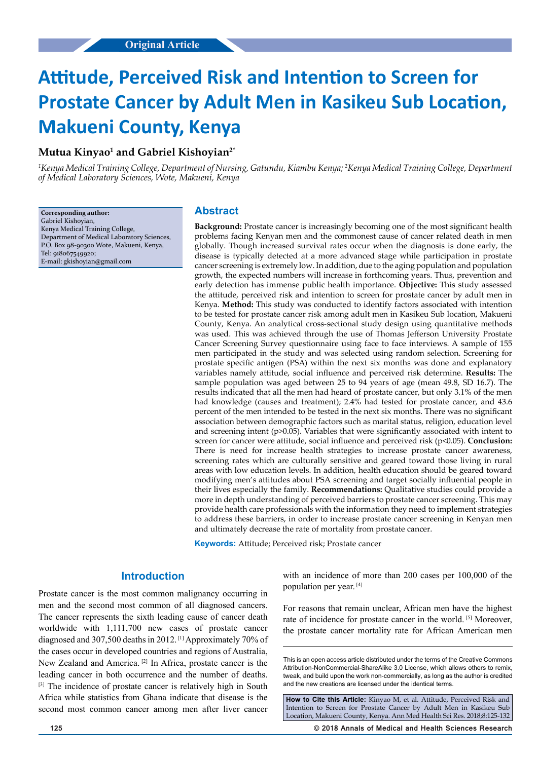Original Article

# Attitude, Perceived Risk and Intention to Screen for Prostate Cancer by Adult Men in Kasikeu Sub Location, Makueni County, Kenya

**Mutua Kinyao[1] and Gabriel Kishoyian[2*]**

*[1]Kenya Medical Training College, Department of Nursing, Gatundu, Kiambu Kenya; [2]Kenya Medical Training College, Department of Medical Laboratory Sciences, Wote, Makueni, Kenya*

**Corresponding author:**
Gabriel Kishoyian,
Kenya Medical Training College,
Department of Medical Laboratory Sciences,
P.O. Box 98-90300 Wote, Makueni, Kenya,
Tel: 918067549920;
E-mail: gkishoyian@gmail.com

## Abstract

**Background:** Prostate cancer is increasingly becoming one of the most significant health problems facing Kenyan men and the commonest cause of cancer related death in men globally. Though increased survival rates occur when the diagnosis is done early, the disease is typically detected at a more advanced stage while participation in prostate cancer screening is extremely low. In addition, due to the aging population and population growth, the expected numbers will increase in forthcoming years. Thus, prevention and early detection has immense public health importance. **Objective:** This study assessed the attitude, perceived risk and intention to screen for prostate cancer by adult men in Kenya. **Method:** This study was conducted to identify factors associated with intention to be tested for prostate cancer risk among adult men in Kasikeu Sub location, Makueni County, Kenya. An analytical cross-sectional study design using quantitative methods was used. This was achieved through the use of Thomas Jefferson University Prostate Cancer Screening Survey questionnaire using face to face interviews. A sample of 155 men participated in the study and was selected using random selection. Screening for prostate specific antigen (PSA) within the next six months was done and explanatory variables namely attitude, social influence and perceived risk determine. **Results:** The sample population was aged between 25 to 94 years of age (mean 49.8, SD 16.7). The results indicated that all the men had heard of prostate cancer, but only 3.1% of the men had knowledge (causes and treatment); 2.4% had tested for prostate cancer, and 43.6 percent of the men intended to be tested in the next six months. There was no significant association between demographic factors such as marital status, religion, education level and screening intent ($p>0.05$). Variables that were significantly associated with intent to screen for cancer were attitude, social influence and perceived risk ($p<0.05$). **Conclusion:** There is need for increase health strategies to increase prostate cancer awareness, screening rates which are culturally sensitive and geared toward those living in rural areas with low education levels. In addition, health education should be geared toward modifying men's attitudes about PSA screening and target socially influential people in their lives especially the family. **Recommendations:** Qualitative studies could provide a more in depth understanding of perceived barriers to prostate cancer screening. This may provide health care professionals with the information they need to implement strategies to address these barriers, in order to increase prostate cancer screening in Kenyan men and ultimately decrease the rate of mortality from prostate cancer.

**Keywords:** Attitude; Perceived risk; Prostate cancer

## Introduction

Prostate cancer is the most common malignancy occurring in men and the second most common of all diagnosed cancers. The cancer represents the sixth leading cause of cancer death worldwide with 1,111,700 new cases of prostate cancer diagnosed and 307,500 deaths in 2012. [1] Approximately 70% of the cases occur in developed countries and regions of Australia, New Zealand and America. [2] In Africa, prostate cancer is the leading cancer in both occurrence and the number of deaths. [3] The incidence of prostate cancer is relatively high in South Africa while statistics from Ghana indicate that disease is the second most common cancer among men after liver cancer with an incidence of more than 200 cases per 100,000 of the population per year. [4]

For reasons that remain unclear, African men have the highest rate of incidence for prostate cancer in the world. [5] Moreover, the prostate cancer mortality rate for African American men

This is an open access article distributed under the terms of the Creative Commons Attribution-NonCommercial-ShareAlike 3.0 License, which allows others to remix, tweak, and build upon the work non-commercially, as long as the author is credited and the new creations are licensed under the identical terms.

**How to Cite this Article:** Kinyao M, et al. Attitude, Perceived Risk and Intention to Screen for Prostate Cancer by Adult Men in Kasikeu Sub Location, Makueni County, Kenya. Ann Med Health Sci Res. 2018;8:125-132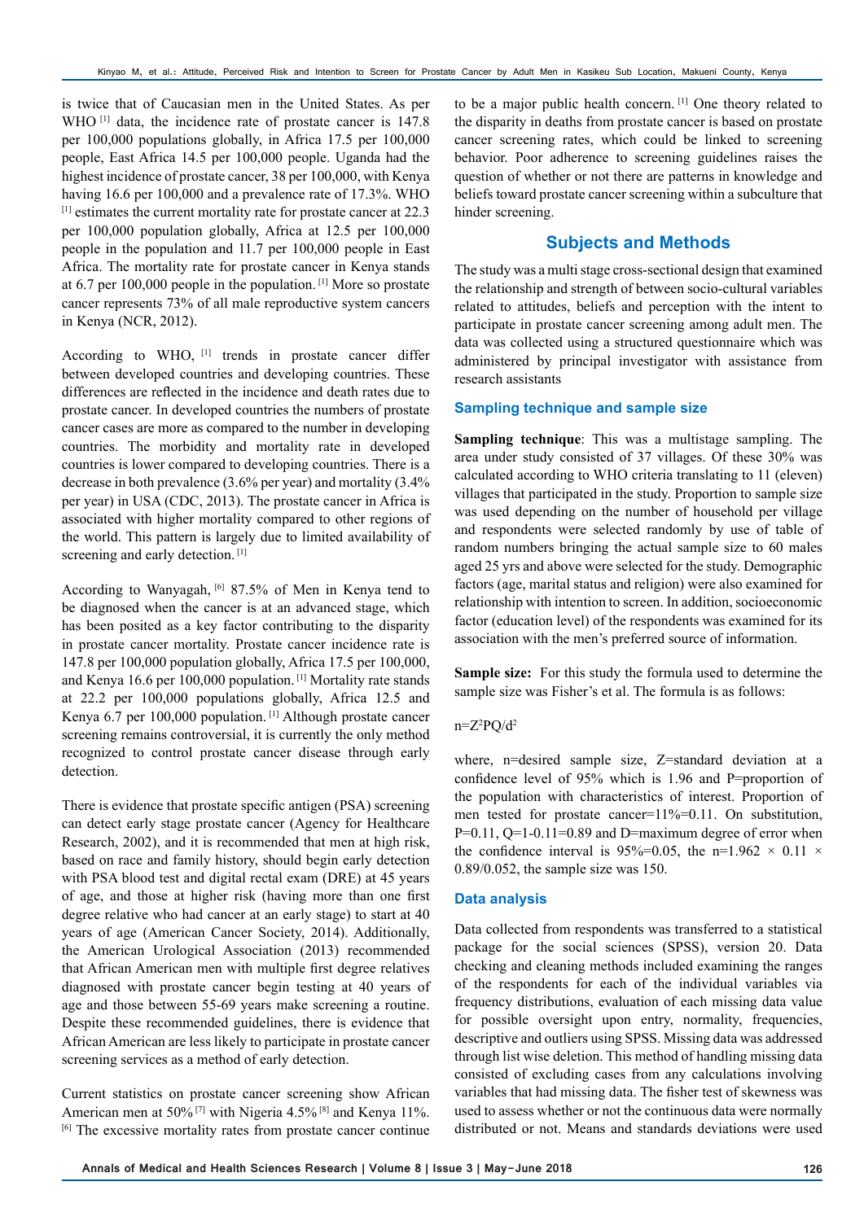is twice that of Caucasian men in the United States. As per WHO [1] data, the incidence rate of prostate cancer is 147.8 per 100,000 populations globally, in Africa 17.5 per 100,000 people, East Africa 14.5 per 100,000 people. Uganda had the highest incidence of prostate cancer, 38 per 100,000, with Kenya having 16.6 per 100,000 and a prevalence rate of 17.3%. WHO [1] estimates the current mortality rate for prostate cancer at 22.3 per 100,000 population globally, Africa at 12.5 per 100,000 people in the population and 11.7 per 100,000 people in East Africa. The mortality rate for prostate cancer in Kenya stands at 6.7 per 100,000 people in the population. [1] More so prostate cancer represents 73% of all male reproductive system cancers in Kenya (NCR, 2012).

According to WHO, [1] trends in prostate cancer differ between developed countries and developing countries. These differences are reflected in the incidence and death rates due to prostate cancer. In developed countries the numbers of prostate cancer cases are more as compared to the number in developing countries. The morbidity and mortality rate in developed countries is lower compared to developing countries. There is a decrease in both prevalence (3.6% per year) and mortality (3.4% per year) in USA (CDC, 2013). The prostate cancer in Africa is associated with higher mortality compared to other regions of the world. This pattern is largely due to limited availability of screening and early detection. [1]

According to Wanyagah, [6] 87.5% of Men in Kenya tend to be diagnosed when the cancer is at an advanced stage, which has been posited as a key factor contributing to the disparity in prostate cancer mortality. Prostate cancer incidence rate is 147.8 per 100,000 population globally, Africa 17.5 per 100,000, and Kenya 16.6 per 100,000 population. [1] Mortality rate stands at 22.2 per 100,000 populations globally, Africa 12.5 and Kenya 6.7 per 100,000 population. [1] Although prostate cancer screening remains controversial, it is currently the only method recognized to control prostate cancer disease through early detection.

There is evidence that prostate specific antigen (PSA) screening can detect early stage prostate cancer (Agency for Healthcare Research, 2002), and it is recommended that men at high risk, based on race and family history, should begin early detection with PSA blood test and digital rectal exam (DRE) at 45 years of age, and those at higher risk (having more than one first degree relative who had cancer at an early stage) to start at 40 years of age (American Cancer Society, 2014). Additionally, the American Urological Association (2013) recommended that African American men with multiple first degree relatives diagnosed with prostate cancer begin testing at 40 years of age and those between 55-69 years make screening a routine. Despite these recommended guidelines, there is evidence that African American are less likely to participate in prostate cancer screening services as a method of early detection.

Current statistics on prostate cancer screening show African American men at 50% [7] with Nigeria 4.5% [8] and Kenya 11%. [6] The excessive mortality rates from prostate cancer continue to be a major public health concern. [1] One theory related to the disparity in deaths from prostate cancer is based on prostate cancer screening rates, which could be linked to screening behavior. Poor adherence to screening guidelines raises the question of whether or not there are patterns in knowledge and beliefs toward prostate cancer screening within a subculture that hinder screening.

## Subjects and Methods

The study was a multi stage cross-sectional design that examined the relationship and strength of between socio-cultural variables related to attitudes, beliefs and perception with the intent to participate in prostate cancer screening among adult men. The data was collected using a structured questionnaire which was administered by principal investigator with assistance from research assistants

### Sampling technique and sample size

**Sampling technique**: This was a multistage sampling. The area under study consisted of 37 villages. Of these 30% was calculated according to WHO criteria translating to 11 (eleven) villages that participated in the study. Proportion to sample size was used depending on the number of household per village and respondents were selected randomly by use of table of random numbers bringing the actual sample size to 60 males aged 25 yrs and above were selected for the study. Demographic factors (age, marital status and religion) were also examined for relationship with intention to screen. In addition, socioeconomic factor (education level) of the respondents was examined for its association with the men's preferred source of information.

**Sample size:** For this study the formula used to determine the sample size was Fisher's et al. The formula is as follows:

$n=Z^2PQ/d^2$

where, n=desired sample size, Z=standard deviation at a confidence level of 95% which is 1.96 and P=proportion of the population with characteristics of interest. Proportion of men tested for prostate cancer=11%=0.11. On substitution, P=0.11, Q=1-0.11=0.89 and D=maximum degree of error when the confidence interval is 95%=0.05, the $n=1.96^2 \times 0.11 \times 0.89/0.05^2$, the sample size was 150.

### Data analysis

Data collected from respondents was transferred to a statistical package for the social sciences (SPSS), version 20. Data checking and cleaning methods included examining the ranges of the respondents for each of the individual variables via frequency distributions, evaluation of each missing data value for possible oversight upon entry, normality, frequencies, descriptive and outliers using SPSS. Missing data was addressed through list wise deletion. This method of handling missing data consisted of excluding cases from any calculations involving variables that had missing data. The fisher test of skewness was used to assess whether or not the continuous data were normally distributed or not. Means and standards deviations were used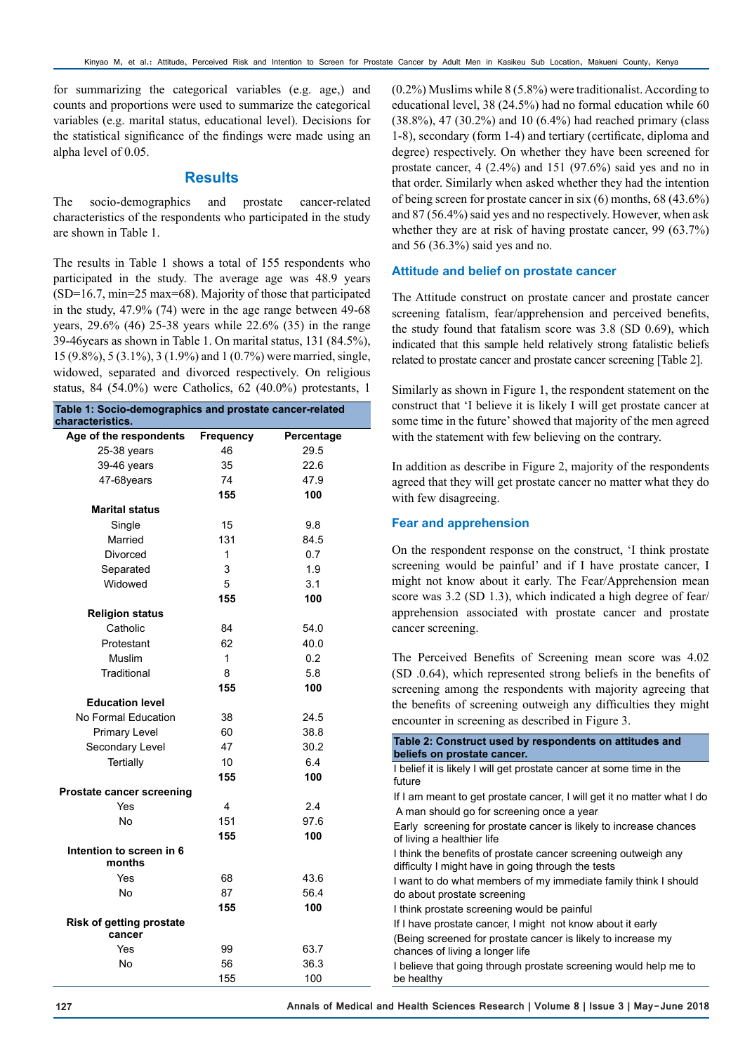for summarizing the categorical variables (e.g. age,) and counts and proportions were used to summarize the categorical variables (e.g. marital status, educational level). Decisions for the statistical significance of the findings were made using an alpha level of 0.05.

## Results

The socio-demographics and prostate cancer-related characteristics of the respondents who participated in the study are shown in Table 1.

The results in Table 1 shows a total of 155 respondents who participated in the study. The average age was 48.9 years (SD=16.7, min=25 max=68). Majority of those that participated in the study, 47.9% (74) were in the age range between 49-68 years, 29.6% (46) 25-38 years while 22.6% (35) in the range 39-46years as shown in Table 1. On marital status, 131 (84.5%), 15 (9.8%), 5 (3.1%), 3 (1.9%) and 1 (0.7%) were married, single, widowed, separated and divorced respectively. On religious status, 84 (54.0%) were Catholics, 62 (40.0%) protestants, 1 (0.2%) Muslims while 8 (5.8%) were traditionalist. According to educational level, 38 (24.5%) had no formal education while 60 (38.8%), 47 (30.2%) and 10 (6.4%) had reached primary (class 1-8), secondary (form 1-4) and tertiary (certificate, diploma and degree) respectively. On whether they have been screened for prostate cancer, 4 (2.4%) and 151 (97.6%) said yes and no in that order. Similarly when asked whether they had the intention of being screen for prostate cancer in six (6) months, 68 (43.6%) and 87 (56.4%) said yes and no respectively. However, when ask whether they are at risk of having prostate cancer, 99 (63.7%) and 56 (36.3%) said yes and no.

**Table 1: Socio-demographics and prostate cancer-related characteristics.**

| Age of the respondents | Frequency | Percentage |
|---|---|---|
| 25-38 years | 46 | 29.5 |
| 39-46 years | 35 | 22.6 |
| 47-68years | 74 | 47.9 |
| | **155** | **100** |
| **Marital status** | | |
| Single | 15 | 9.8 |
| Married | 131 | 84.5 |
| Divorced | 1 | 0.7 |
| Separated | 3 | 1.9 |
| Widowed | 5 | 3.1 |
| | **155** | **100** |
| **Religion status** | | |
| Catholic | 84 | 54.0 |
| Protestant | 62 | 40.0 |
| Muslim | 1 | 0.2 |
| Traditional | 8 | 5.8 |
| | **155** | **100** |
| **Education level** | | |
| No Formal Education | 38 | 24.5 |
| Primary Level | 60 | 38.8 |
| Secondary Level | 47 | 30.2 |
| Tertially | 10 | 6.4 |
| | **155** | **100** |
| **Prostate cancer screening** | | |
| Yes | 4 | 2.4 |
| No | 151 | 97.6 |
| | **155** | **100** |
| **Intention to screen in 6 months** | | |
| Yes | 68 | 43.6 |
| No | 87 | 56.4 |
| | **155** | **100** |
| **Risk of getting prostate cancer** | | |
| Yes | 99 | 63.7 |
| No | 56 | 36.3 |
| | 155 | 100 |

### Attitude and belief on prostate cancer

The Attitude construct on prostate cancer and prostate cancer screening fatalism, fear/apprehension and perceived benefits, the study found that fatalism score was 3.8 (SD 0.69), which indicated that this sample held relatively strong fatalistic beliefs related to prostate cancer and prostate cancer screening [Table 2].

Similarly as shown in Figure 1, the respondent statement on the construct that 'I believe it is likely I will get prostate cancer at some time in the future' showed that majority of the men agreed with the statement with few believing on the contrary.

In addition as describe in Figure 2, majority of the respondents agreed that they will get prostate cancer no matter what they do with few disagreeing.

### Fear and apprehension

On the respondent response on the construct, 'I think prostate screening would be painful' and if I have prostate cancer, I might not know about it early. The Fear/Apprehension mean score was 3.2 (SD 1.3), which indicated a high degree of fear/apprehension associated with prostate cancer and prostate cancer screening.

The Perceived Benefits of Screening mean score was 4.02 (SD .0.64), which represented strong beliefs in the benefits of screening among the respondents with majority agreeing that the benefits of screening outweigh any difficulties they might encounter in screening as described in Figure 3.

**Table 2: Construct used by respondents on attitudes and beliefs on prostate cancer.**

| |
|---|
| I belief it is likely I will get prostate cancer at some time in the future |
| If I am meant to get prostate cancer, I will get it no matter what I do |
| A man should go for screening once a year |
| Early screening for prostate cancer is likely to increase chances of living a healthier life |
| I think the benefits of prostate cancer screening outweigh any difficulty I might have in going through the tests |
| I want to do what members of my immediate family think I should do about prostate screening |
| I think prostate screening would be painful |
| If I have prostate cancer, I might not know about it early |
| (Being screened for prostate cancer is likely to increase my chances of living a longer life |
| I believe that going through prostate screening would help me to be healthy |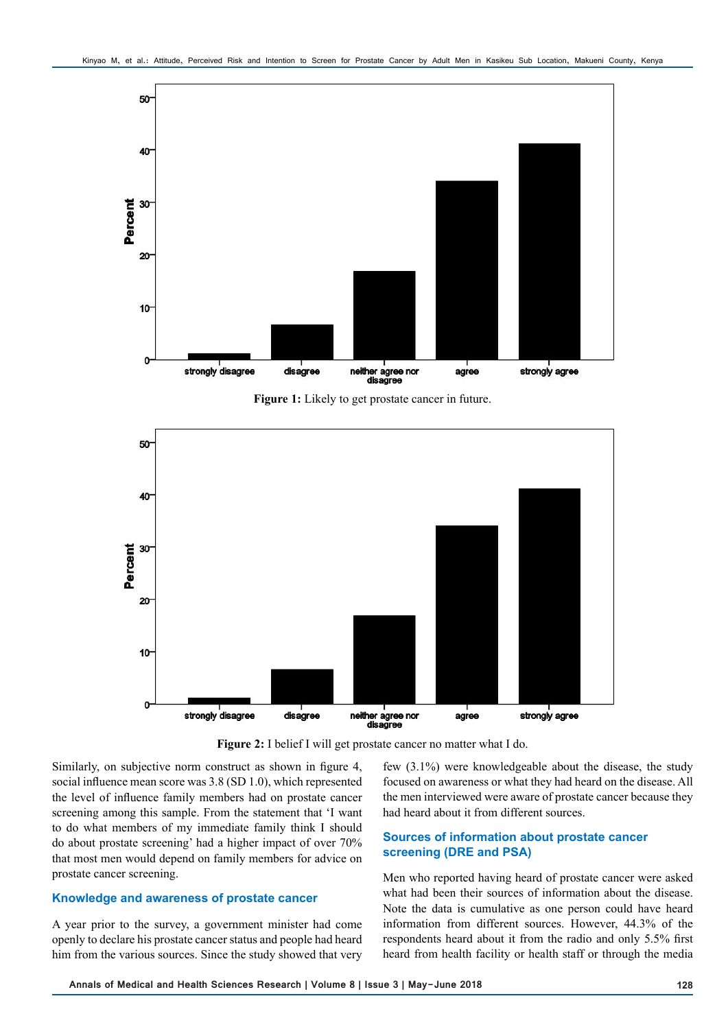Figure 1: Likely to get prostate cancer in future.

Figure 2: I belief I will get prostate cancer no matter what I do.

Similarly, on subjective norm construct as shown in figure 4, social influence mean score was 3.8 (SD 1.0), which represented the level of influence family members had on prostate cancer screening among this sample. From the statement that 'I want to do what members of my immediate family think I should do about prostate screening' had a higher impact of over 70% that most men would depend on family members for advice on prostate cancer screening.

## Knowledge and awareness of prostate cancer

A year prior to the survey, a government minister had come openly to declare his prostate cancer status and people had heard him from the various sources. Since the study showed that very few (3.1%) were knowledgeable about the disease, the study focused on awareness or what they had heard on the disease. All the men interviewed were aware of prostate cancer because they had heard about it from different sources.

## Sources of information about prostate cancer screening (DRE and PSA)

Men who reported having heard of prostate cancer were asked what had been their sources of information about the disease. Note the data is cumulative as one person could have heard information from different sources. However, 44.3% of the respondents heard about it from the radio and only 5.5% first heard from health facility or health staff or through the media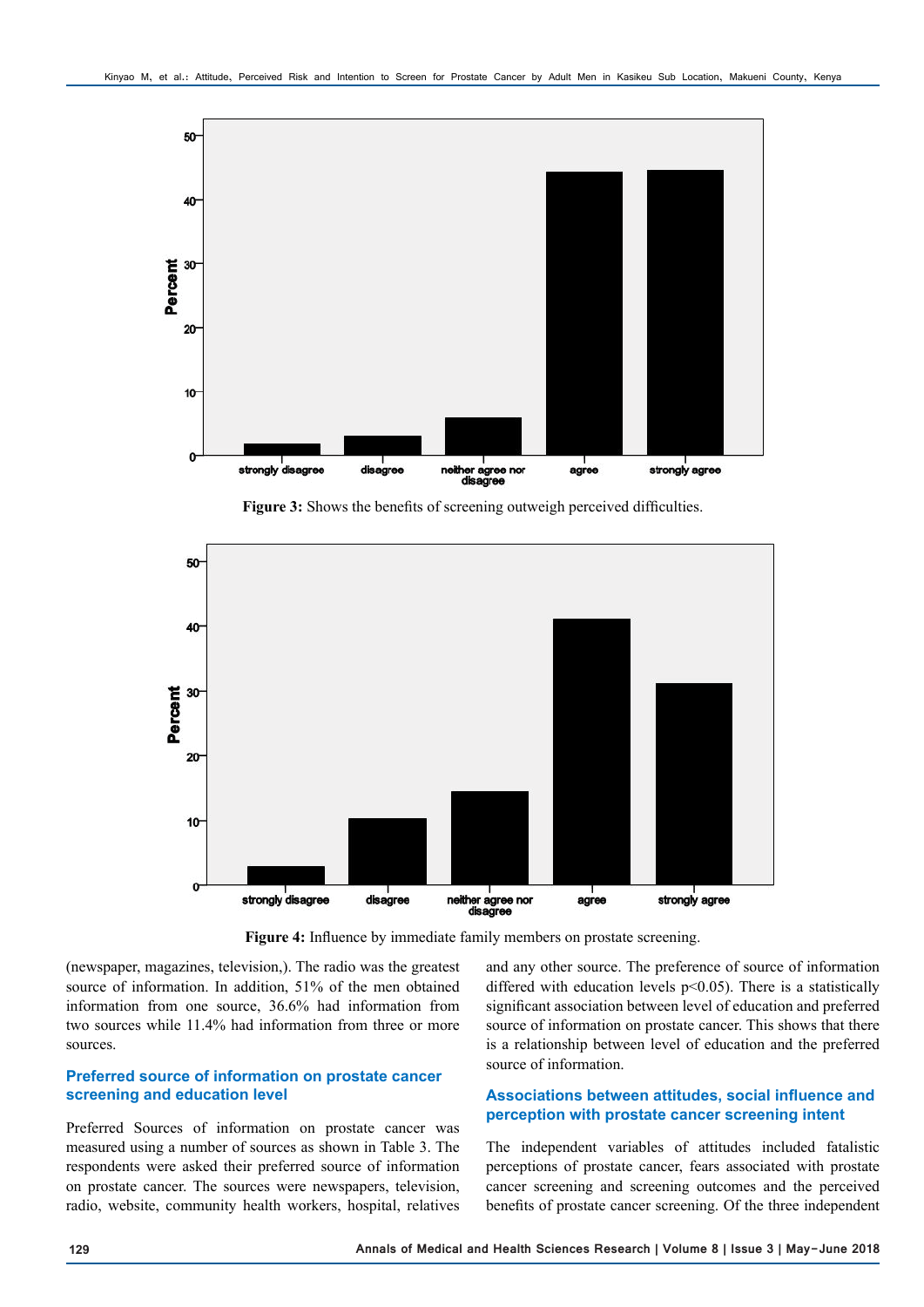Figure 3: Shows the benefits of screening outweigh perceived difficulties.

Figure 4: Influence by immediate family members on prostate screening.

(newspaper, magazines, television,). The radio was the greatest source of information. In addition, 51% of the men obtained information from one source, 36.6% had information from two sources while 11.4% had information from three or more sources.

## Preferred source of information on prostate cancer screening and education level

Preferred Sources of information on prostate cancer was measured using a number of sources as shown in Table 3. The respondents were asked their preferred source of information on prostate cancer. The sources were newspapers, television, radio, website, community health workers, hospital, relatives and any other source. The preference of source of information differed with education levels $p<0.05$). There is a statistically significant association between level of education and preferred source of information on prostate cancer. This shows that there is a relationship between level of education and the preferred source of information.

## Associations between attitudes, social influence and perception with prostate cancer screening intent

The independent variables of attitudes included fatalistic perceptions of prostate cancer, fears associated with prostate cancer screening and screening outcomes and the perceived benefits of prostate cancer screening. Of the three independent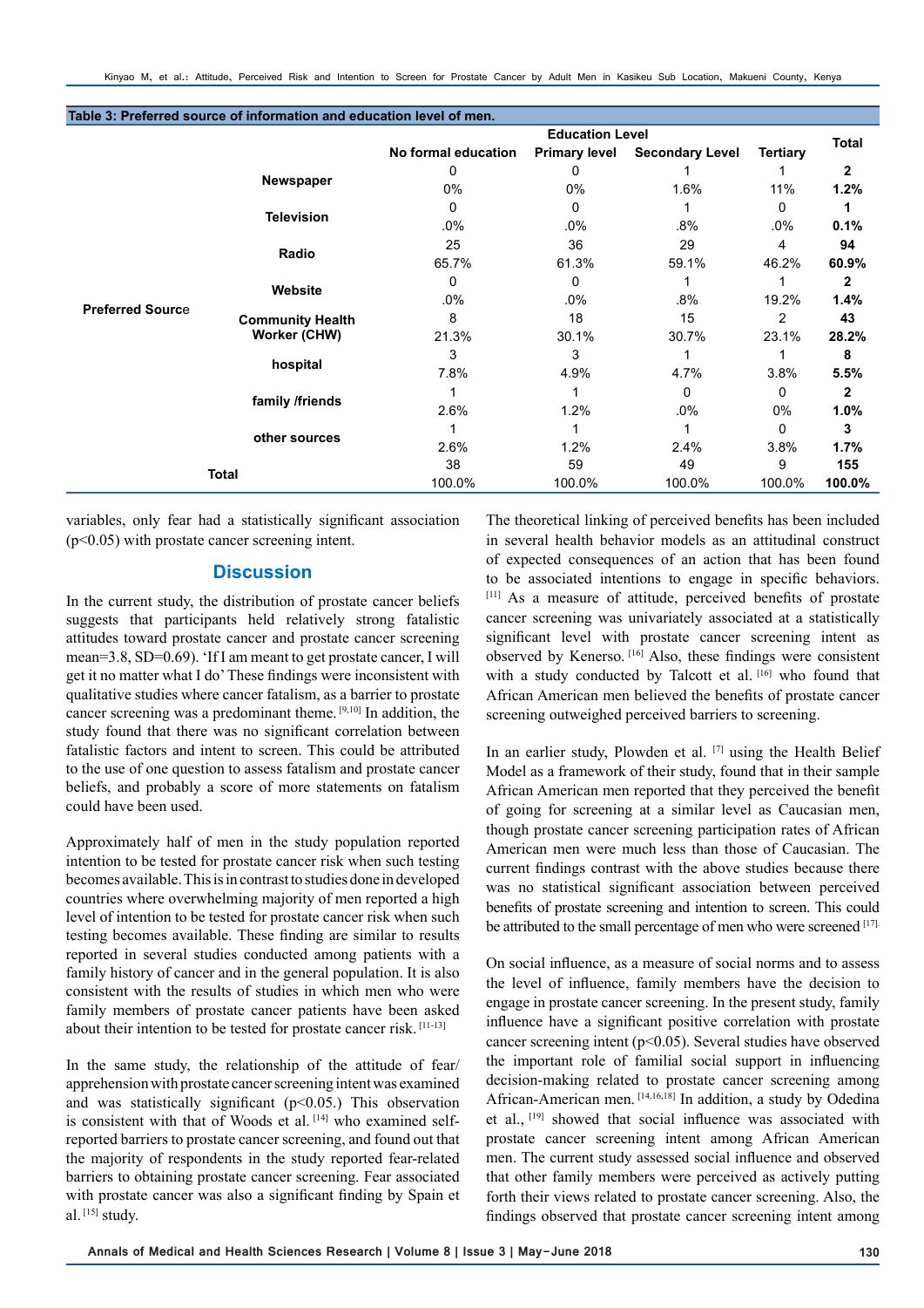**Table 3: Preferred source of information and education level of men.**

| | | Education Level | | | | Total |
|---|---|---|---|---|---|---|
| | | No formal education | Primary level | Secondary Level | Tertiary | |
| Preferred Source | Newspaper | 0 | 0 | 1 | 1 | **2** |
| | | 0% | 0% | 1.6% | 11% | **1.2%** |
| | Television | 0 | 0 | 1 | 0 | **1** |
| | | .0% | .0% | .8% | .0% | **0.1%** |
| | Radio | 25 | 36 | 29 | 4 | **94** |
| | | 65.7% | 61.3% | 59.1% | 46.2% | **60.9%** |
| | Website | 0 | 0 | 1 | 1 | **2** |
| | | .0% | .0% | .8% | 19.2% | **1.4%** |
| | Community Health Worker (CHW) | 8 | 18 | 15 | 2 | **43** |
| | | 21.3% | 30.1% | 30.7% | 23.1% | **28.2%** |
| | hospital | 3 | 3 | 1 | 1 | **8** |
| | | 7.8% | 4.9% | 4.7% | 3.8% | **5.5%** |
| | family /friends | 1 | 1 | 0 | 0 | **2** |
| | | 2.6% | 1.2% | .0% | 0% | **1.0%** |
| | other sources | 1 | 1 | 1 | 0 | **3** |
| | | 2.6% | 1.2% | 2.4% | 3.8% | **1.7%** |
| Total | | 38 | 59 | 49 | 9 | **155** |
| | | 100.0% | 100.0% | 100.0% | 100.0% | **100.0%** |

variables, only fear had a statistically significant association ($p<0.05$) with prostate cancer screening intent.

## Discussion

In the current study, the distribution of prostate cancer beliefs suggests that participants held relatively strong fatalistic attitudes toward prostate cancer and prostate cancer screening mean=3.8, SD=0.69). 'If I am meant to get prostate cancer, I will get it no matter what I do' These findings were inconsistent with qualitative studies where cancer fatalism, as a barrier to prostate cancer screening was a predominant theme. [9,10] In addition, the study found that there was no significant correlation between fatalistic factors and intent to screen. This could be attributed to the use of one question to assess fatalism and prostate cancer beliefs, and probably a score of more statements on fatalism could have been used.

Approximately half of men in the study population reported intention to be tested for prostate cancer risk when such testing becomes available. This is in contrast to studies done in developed countries where overwhelming majority of men reported a high level of intention to be tested for prostate cancer risk when such testing becomes available. These finding are similar to results reported in several studies conducted among patients with a family history of cancer and in the general population. It is also consistent with the results of studies in which men who were family members of prostate cancer patients have been asked about their intention to be tested for prostate cancer risk. [11-13]

In the same study, the relationship of the attitude of fear/apprehension with prostate cancer screening intent was examined and was statistically significant ($p<0.05$.) This observation is consistent with that of Woods et al. [14] who examined self-reported barriers to prostate cancer screening, and found out that the majority of respondents in the study reported fear-related barriers to obtaining prostate cancer screening. Fear associated with prostate cancer was also a significant finding by Spain et al. [15] study.

The theoretical linking of perceived benefits has been included in several health behavior models as an attitudinal construct of expected consequences of an action that has been found to be associated intentions to engage in specific behaviors. [11] As a measure of attitude, perceived benefits of prostate cancer screening was univariately associated at a statistically significant level with prostate cancer screening intent as observed by Kenerso. [16] Also, these findings were consistent with a study conducted by Talcott et al. [16] who found that African American men believed the benefits of prostate cancer screening outweighed perceived barriers to screening.

In an earlier study, Plowden et al. [7] using the Health Belief Model as a framework of their study, found that in their sample African American men reported that they perceived the benefit of going for screening at a similar level as Caucasian men, though prostate cancer screening participation rates of African American men were much less than those of Caucasian. The current findings contrast with the above studies because there was no statistical significant association between perceived benefits of prostate screening and intention to screen. This could be attributed to the small percentage of men who were screened [17].

On social influence, as a measure of social norms and to assess the level of influence, family members have the decision to engage in prostate cancer screening. In the present study, family influence have a significant positive correlation with prostate cancer screening intent ($p<0.05$). Several studies have observed the important role of familial social support in influencing decision-making related to prostate cancer screening among African-American men. [14,16,18] In addition, a study by Odedina et al., [19] showed that social influence was associated with prostate cancer screening intent among African American men. The current study assessed social influence and observed that other family members were perceived as actively putting forth their views related to prostate cancer screening. Also, the findings observed that prostate cancer screening intent among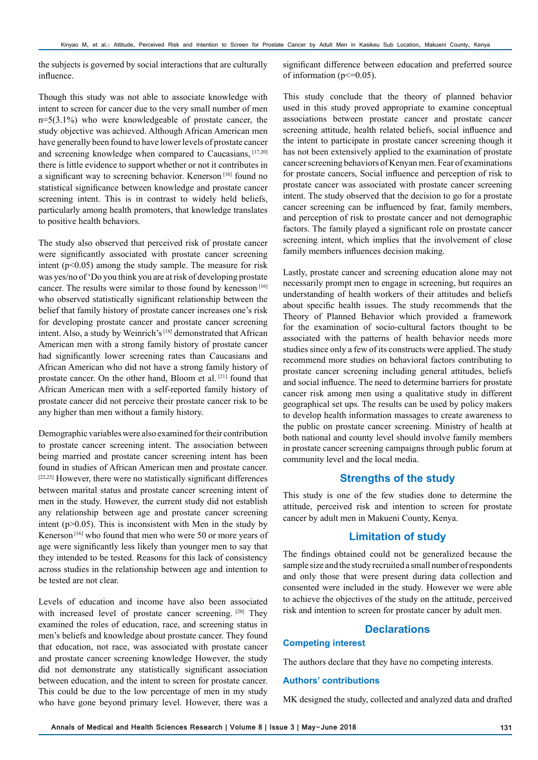the subjects is governed by social interactions that are culturally influence.

Though this study was not able to associate knowledge with intent to screen for cancer due to the very small number of men n=5(3.1%) who were knowledgeable of prostate cancer, the study objective was achieved. Although African American men have generally been found to have lower levels of prostate cancer and screening knowledge when compared to Caucasians, [17,20] there is little evidence to support whether or not it contributes in a significant way to screening behavior. Kenerson [16] found no statistical significance between knowledge and prostate cancer screening intent. This is in contrast to widely held beliefs, particularly among health promoters, that knowledge translates to positive health behaviors.

The study also observed that perceived risk of prostate cancer were significantly associated with prostate cancer screening intent ($p<0.05$) among the study sample. The measure for risk was yes/no of 'Do you think you are at risk of developing prostate cancer. The results were similar to those found by kenesson [16] who observed statistically significant relationship between the belief that family history of prostate cancer increases one's risk for developing prostate cancer and prostate cancer screening intent. Also, a study by Weinrich's [18] demonstrated that African American men with a strong family history of prostate cancer had significantly lower screening rates than Caucasians and African American who did not have a strong family history of prostate cancer. On the other hand, Bloom et al. [21] found that African American men with a self-reported family history of prostate cancer did not perceive their prostate cancer risk to be any higher than men without a family history.

Demographic variables were also examined for their contribution to prostate cancer screening intent. The association between being married and prostate cancer screening intent has been found in studies of African American men and prostate cancer. [22,23] However, there were no statistically significant differences between marital status and prostate cancer screening intent of men in the study. However, the current study did not establish any relationship between age and prostate cancer screening intent ($p>0.05$). This is inconsistent with Men in the study by Kenerson [16] who found that men who were 50 or more years of age were significantly less likely than younger men to say that they intended to be tested. Reasons for this lack of consistency across studies in the relationship between age and intention to be tested are not clear.

Levels of education and income have also been associated with increased level of prostate cancer screening. [20] They examined the roles of education, race, and screening status in men's beliefs and knowledge about prostate cancer. They found that education, not race, was associated with prostate cancer and prostate cancer screening knowledge However, the study did not demonstrate any statistically significant association between education, and the intent to screen for prostate cancer. This could be due to the low percentage of men in my study who have gone beyond primary level. However, there was a significant difference between education and preferred source of information ($p<=0.05$).

This study conclude that the theory of planned behavior used in this study proved appropriate to examine conceptual associations between prostate cancer and prostate cancer screening attitude, health related beliefs, social influence and the intent to participate in prostate cancer screening though it has not been extensively applied to the examination of prostate cancer screening behaviors of Kenyan men. Fear of examinations for prostate cancers, Social influence and perception of risk to prostate cancer was associated with prostate cancer screening intent. The study observed that the decision to go for a prostate cancer screening can be influenced by fear, family members, and perception of risk to prostate cancer and not demographic factors. The family played a significant role on prostate cancer screening intent, which implies that the involvement of close family members influences decision making.

Lastly, prostate cancer and screening education alone may not necessarily prompt men to engage in screening, but requires an understanding of health workers of their attitudes and beliefs about specific health issues. The study recommends that the Theory of Planned Behavior which provided a framework for the examination of socio-cultural factors thought to be associated with the patterns of health behavior needs more studies since only a few of its constructs were applied. The study recommend more studies on behavioral factors contributing to prostate cancer screening including general attitudes, beliefs and social influence. The need to determine barriers for prostate cancer risk among men using a qualitative study in different geographical set ups. The results can be used by policy makers to develop health information massages to create awareness to the public on prostate cancer screening. Ministry of health at both national and county level should involve family members in prostate cancer screening campaigns through public forum at community level and the local media.

## Strengths of the study

This study is one of the few studies done to determine the attitude, perceived risk and intention to screen for prostate cancer by adult men in Makueni County, Kenya.

## Limitation of study

The findings obtained could not be generalized because the sample size and the study recruited a small number of respondents and only those that were present during data collection and consented were included in the study. However we were able to achieve the objectives of the study on the attitude, perceived risk and intention to screen for prostate cancer by adult men.

## Declarations

### Competing interest

The authors declare that they have no competing interests.

### Authors' contributions

MK designed the study, collected and analyzed data and drafted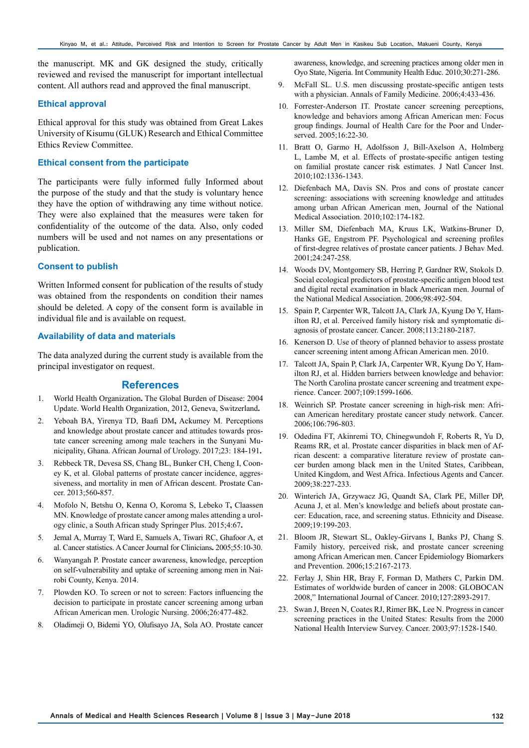the manuscript. MK and GK designed the study, critically reviewed and revised the manuscript for important intellectual content. All authors read and approved the final manuscript.

## Ethical approval

Ethical approval for this study was obtained from Great Lakes University of Kisumu (GLUK) Research and Ethical Committee Ethics Review Committee.

## Ethical consent from the participate

The participants were fully informed fully Informed about the purpose of the study and that the study is voluntary hence they have the option of withdrawing any time without notice. They were also explained that the measures were taken for confidentiality of the outcome of the data. Also, only coded numbers will be used and not names on any presentations or publication.

## Consent to publish

Written Informed consent for publication of the results of study was obtained from the respondents on condition their names should be deleted. A copy of the consent form is available in individual file and is available on request.

## Availability of data and materials

The data analyzed during the current study is available from the principal investigator on request.

## References

1. World Health Organization**.** The Global Burden of Disease: 2004 Update. World Health Organization, 2012, Geneva, Switzerland**.**
2. Yeboah BA, Yirenya TD, Baafi DM**,** Ackumey M. Perceptions and knowledge about prostate cancer and attitudes towards prostate cancer screening among male teachers in the Sunyani Municipality, Ghana. African Journal of Urology. 2017;23: 184-191**.**
3. Rebbeck TR, Devesa SS, Chang BL, Bunker CH, Cheng I, Cooney K, et al. Global patterns of prostate cancer incidence, aggressiveness, and mortality in men of African descent. Prostate Cancer. 2013;560-857.
4. Mofolo N, Betshu O, Kenna O, Koroma S, Lebeko T**,** Claassen MN. Knowledge of prostate cancer among males attending a urology clinic, a South African study Springer Plus. 2015;4:67**.**
5. Jemal A, Murray T, Ward E, Samuels A, Tiwari RC, Ghafoor A, et al. Cancer statistics. A Cancer Journal for Clinicians**.** 2005;55:10-30.
6. Wanyangah P. Prostate cancer awareness, knowledge, perception on self-vulnerability and uptake of screening among men in Nairobi County, Kenya. 2014.
7. Plowden KO. To screen or not to screen: Factors influencing the decision to participate in prostate cancer screening among urban African American men. Urologic Nursing. 2006;26:477-482.
8. Oladimeji O, Bidemi YO, Olufisayo JA, Sola AO. Prostate cancer awareness, knowledge, and screening practices among older men in Oyo State, Nigeria. Int Community Health Educ. 2010;30:271-286.
9. McFall SL. U.S. men discussing prostate-specific antigen tests with a physician. Annals of Family Medicine. 2006;4:433-436.
10. Forrester-Anderson IT. Prostate cancer screening perceptions, knowledge and behaviors among African American men: Focus group findings. Journal of Health Care for the Poor and Underserved. 2005;16:22-30.
11. Bratt O, Garmo H, Adolfsson J, Bill-Axelson A, Holmberg L, Lambe M, et al. Effects of prostate-specific antigen testing on familial prostate cancer risk estimates. J Natl Cancer Inst. 2010;102:1336-1343.
12. Diefenbach MA, Davis SN. Pros and cons of prostate cancer screening: associations with screening knowledge and attitudes among urban African American men, Journal of the National Medical Association. 2010;102:174-182.
13. Miller SM, Diefenbach MA, Kruus LK, Watkins-Bruner D, Hanks GE, Engstrom PF. Psychological and screening profiles of first-degree relatives of prostate cancer patients. J Behav Med. 2001;24:247-258.
14. Woods DV, Montgomery SB, Herring P, Gardner RW, Stokols D. Social ecological predictors of prostate-specific antigen blood test and digital rectal examination in black American men. Journal of the National Medical Association. 2006;98:492-504.
15. Spain P, Carpenter WR, Talcott JA, Clark JA, Kyung Do Y, Hamilton RJ, et al. Perceived family history risk and symptomatic diagnosis of prostate cancer. Cancer. 2008;113:2180-2187.
16. Kenerson D. Use of theory of planned behavior to assess prostate cancer screening intent among African American men. 2010.
17. Talcott JA, Spain P, Clark JA, Carpenter WR, Kyung Do Y, Hamilton RJ, et al. Hidden barriers between knowledge and behavior: The North Carolina prostate cancer screening and treatment experience. Cancer. 2007;109:1599-1606.
18. Weinrich SP. Prostate cancer screening in high-risk men: African American hereditary prostate cancer study network. Cancer. 2006;106:796-803.
19. Odedina FT, Akinremi TO, Chinegwundoh F, Roberts R, Yu D, Reams RR, et al. Prostate cancer disparities in black men of African descent: a comparative literature review of prostate cancer burden among black men in the United States, Caribbean, United Kingdom, and West Africa. Infectious Agents and Cancer. 2009;38:227-233.
20. Winterich JA, Grzywacz JG, Quandt SA, Clark PE, Miller DP, Acuna J, et al. Men's knowledge and beliefs about prostate cancer: Education, race, and screening status. Ethnicity and Disease. 2009;19:199-203.
21. Bloom JR, Stewart SL, Oakley-Girvans I, Banks PJ, Chang S. Family history, perceived risk, and prostate cancer screening among African American men. Cancer Epidemiology Biomarkers and Prevention. 2006;15:2167-2173.
22. Ferlay J, Shin HR, Bray F, Forman D, Mathers C, Parkin DM. Estimates of worldwide burden of cancer in 2008: GLOBOCAN 2008," International Journal of Cancer. 2010;127:2893-2917.
23. Swan J, Breen N, Coates RJ, Rimer BK, Lee N. Progress in cancer screening practices in the United States: Results from the 2000 National Health Interview Survey. Cancer. 2003;97:1528-1540.